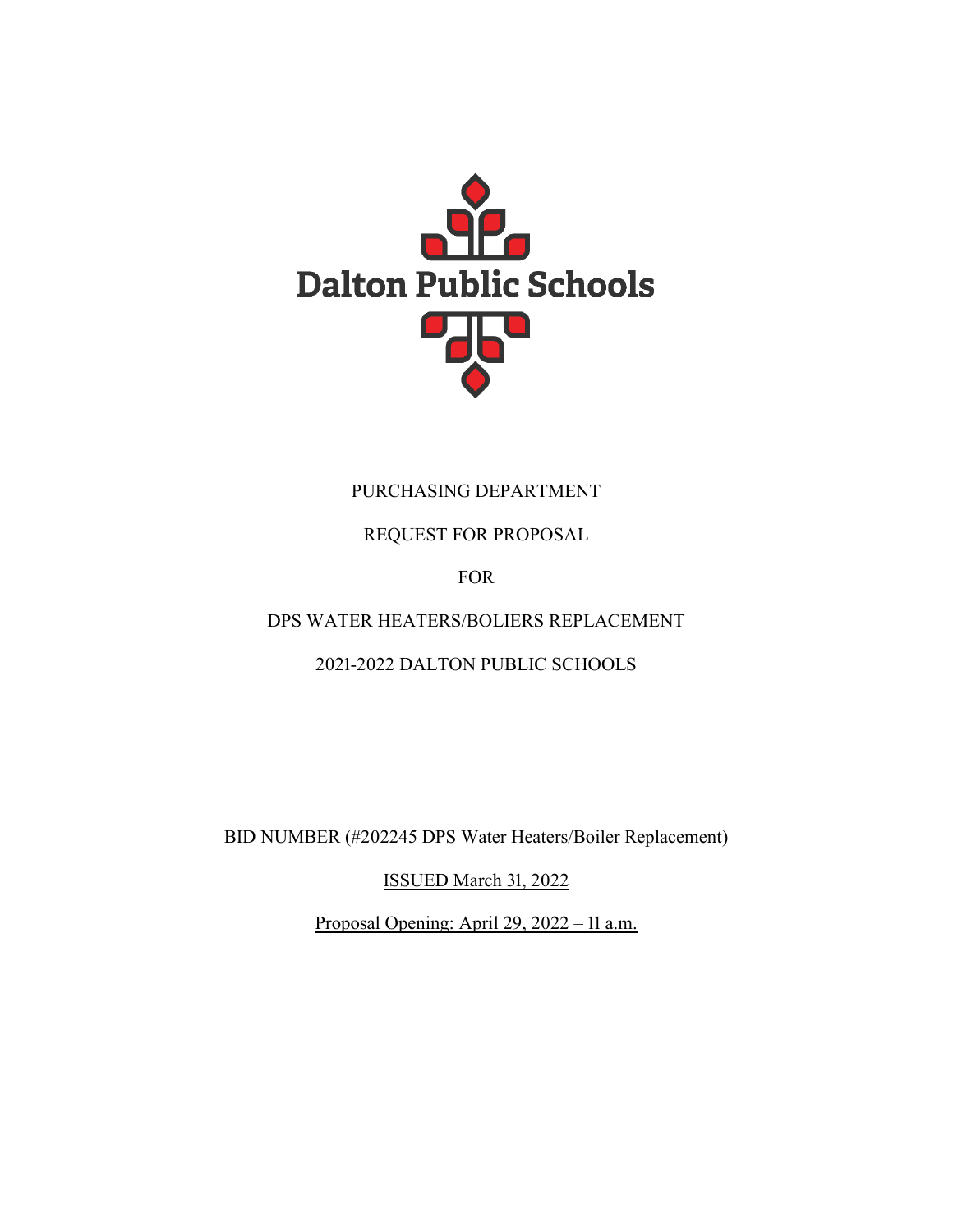# Dalton Public Schools

PURCHASING DEPARTMENT

REQUEST FOR PROPOSAL

FOR

DPS WATER HEATERS/BOLIERS REPLACEMENT

2021-2022 DALTON PUBLIC SCHOOLS

BID NUMBER (#202245 DPS Water Heaters/Boiler Replacement)

ISSUED March 31, 2022

Proposal Opening: April 29, 2022 – 11 a.m.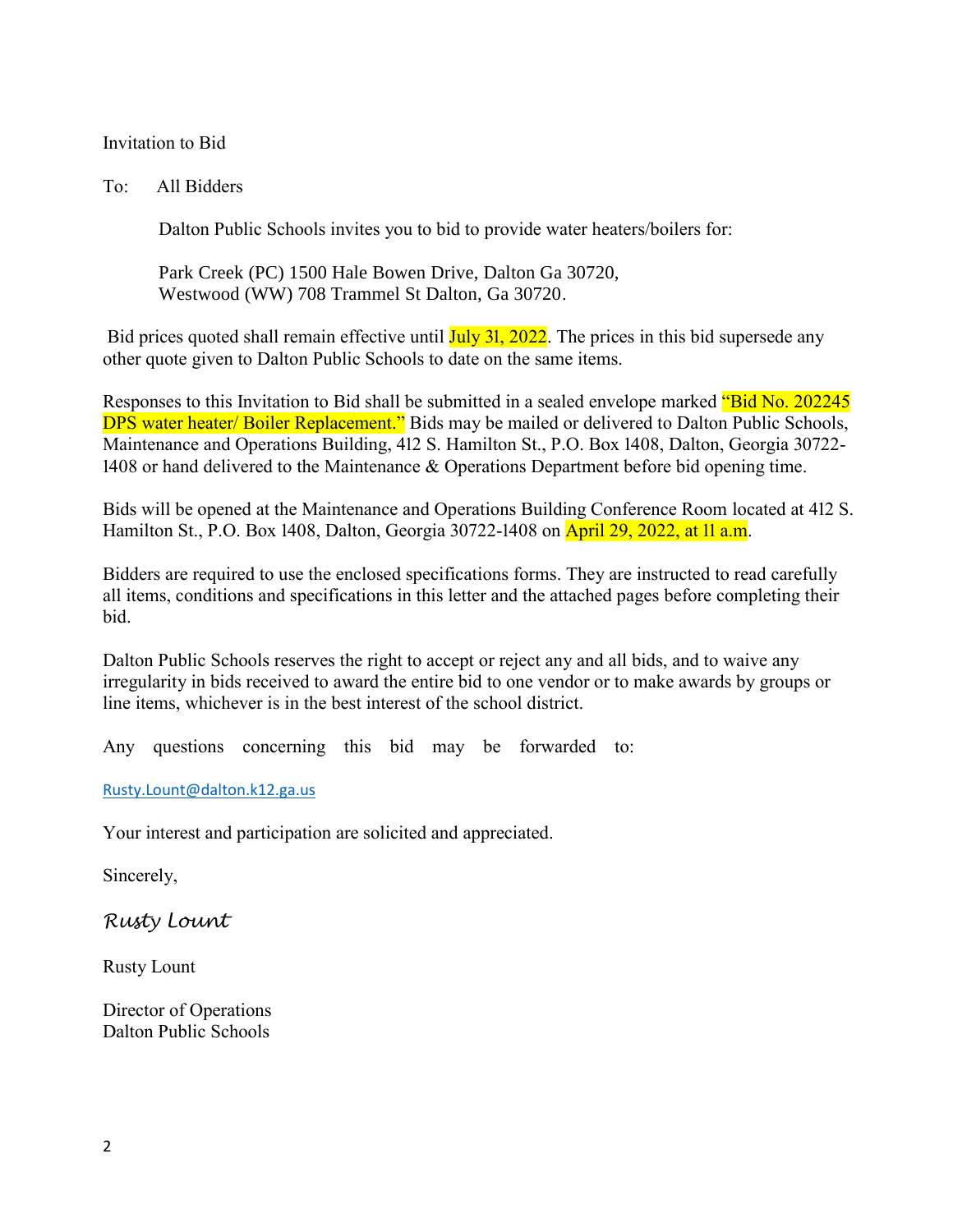Invitation to Bid

To: All Bidders

Dalton Public Schools invites you to bid to provide water heaters/boilers for:

Park Creek (PC) 1500 Hale Bowen Drive, Dalton Ga 30720,
Westwood (WW) 708 Trammel St Dalton, Ga 30720.

Bid prices quoted shall remain effective until July 31, 2022. The prices in this bid supersede any other quote given to Dalton Public Schools to date on the same items.

Responses to this Invitation to Bid shall be submitted in a sealed envelope marked "Bid No. 202245 DPS water heater/ Boiler Replacement." Bids may be mailed or delivered to Dalton Public Schools, Maintenance and Operations Building, 412 S. Hamilton St., P.O. Box 1408, Dalton, Georgia 30722-1408 or hand delivered to the Maintenance & Operations Department before bid opening time.

Bids will be opened at the Maintenance and Operations Building Conference Room located at 412 S. Hamilton St., P.O. Box 1408, Dalton, Georgia 30722-1408 on April 29, 2022, at 11 a.m.

Bidders are required to use the enclosed specifications forms. They are instructed to read carefully all items, conditions and specifications in this letter and the attached pages before completing their bid.

Dalton Public Schools reserves the right to accept or reject any and all bids, and to waive any irregularity in bids received to award the entire bid to one vendor or to make awards by groups or line items, whichever is in the best interest of the school district.

Any questions concerning this bid may be forwarded to:

Rusty.Lount@dalton.k12.ga.us

Your interest and participation are solicited and appreciated.

Sincerely,

*Rusty Lount*

Rusty Lount

Director of Operations
Dalton Public Schools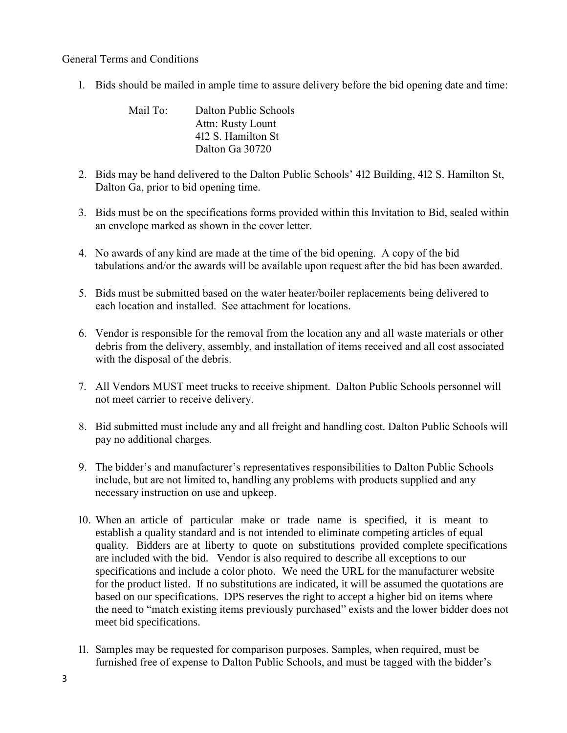General Terms and Conditions

1. Bids should be mailed in ample time to assure delivery before the bid opening date and time:

   Mail To: Dalton Public Schools
   Attn: Rusty Lount
   412 S. Hamilton St
   Dalton Ga 30720

2. Bids may be hand delivered to the Dalton Public Schools' 412 Building, 412 S. Hamilton St, Dalton Ga, prior to bid opening time.

3. Bids must be on the specifications forms provided within this Invitation to Bid, sealed within an envelope marked as shown in the cover letter.

4. No awards of any kind are made at the time of the bid opening. A copy of the bid tabulations and/or the awards will be available upon request after the bid has been awarded.

5. Bids must be submitted based on the water heater/boiler replacements being delivered to each location and installed. See attachment for locations.

6. Vendor is responsible for the removal from the location any and all waste materials or other debris from the delivery, assembly, and installation of items received and all cost associated with the disposal of the debris.

7. All Vendors MUST meet trucks to receive shipment. Dalton Public Schools personnel will not meet carrier to receive delivery.

8. Bid submitted must include any and all freight and handling cost. Dalton Public Schools will pay no additional charges.

9. The bidder's and manufacturer's representatives responsibilities to Dalton Public Schools include, but are not limited to, handling any problems with products supplied and any necessary instruction on use and upkeep.

10. When an article of particular make or trade name is specified, it is meant to establish a quality standard and is not intended to eliminate competing articles of equal quality. Bidders are at liberty to quote on substitutions provided complete specifications are included with the bid. Vendor is also required to describe all exceptions to our specifications and include a color photo. We need the URL for the manufacturer website for the product listed. If no substitutions are indicated, it will be assumed the quotations are based on our specifications. DPS reserves the right to accept a higher bid on items where the need to "match existing items previously purchased" exists and the lower bidder does not meet bid specifications.

11. Samples may be requested for comparison purposes. Samples, when required, must be furnished free of expense to Dalton Public Schools, and must be tagged with the bidder's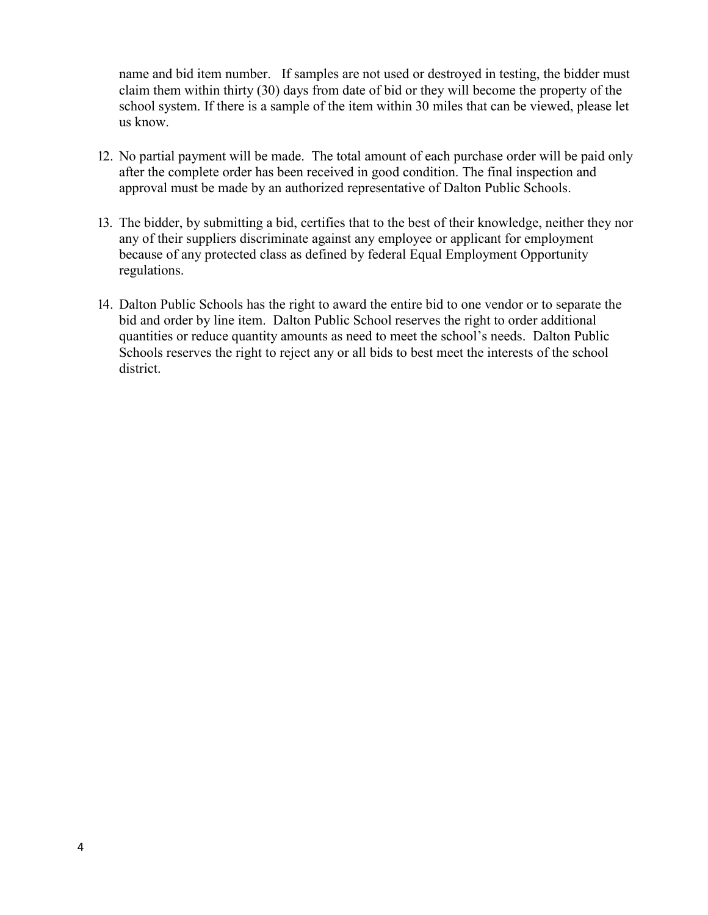name and bid item number. If samples are not used or destroyed in testing, the bidder must claim them within thirty (30) days from date of bid or they will become the property of the school system. If there is a sample of the item within 30 miles that can be viewed, please let us know.

12. No partial payment will be made. The total amount of each purchase order will be paid only after the complete order has been received in good condition. The final inspection and approval must be made by an authorized representative of Dalton Public Schools.

13. The bidder, by submitting a bid, certifies that to the best of their knowledge, neither they nor any of their suppliers discriminate against any employee or applicant for employment because of any protected class as defined by federal Equal Employment Opportunity regulations.

14. Dalton Public Schools has the right to award the entire bid to one vendor or to separate the bid and order by line item. Dalton Public School reserves the right to order additional quantities or reduce quantity amounts as need to meet the school's needs. Dalton Public Schools reserves the right to reject any or all bids to best meet the interests of the school district.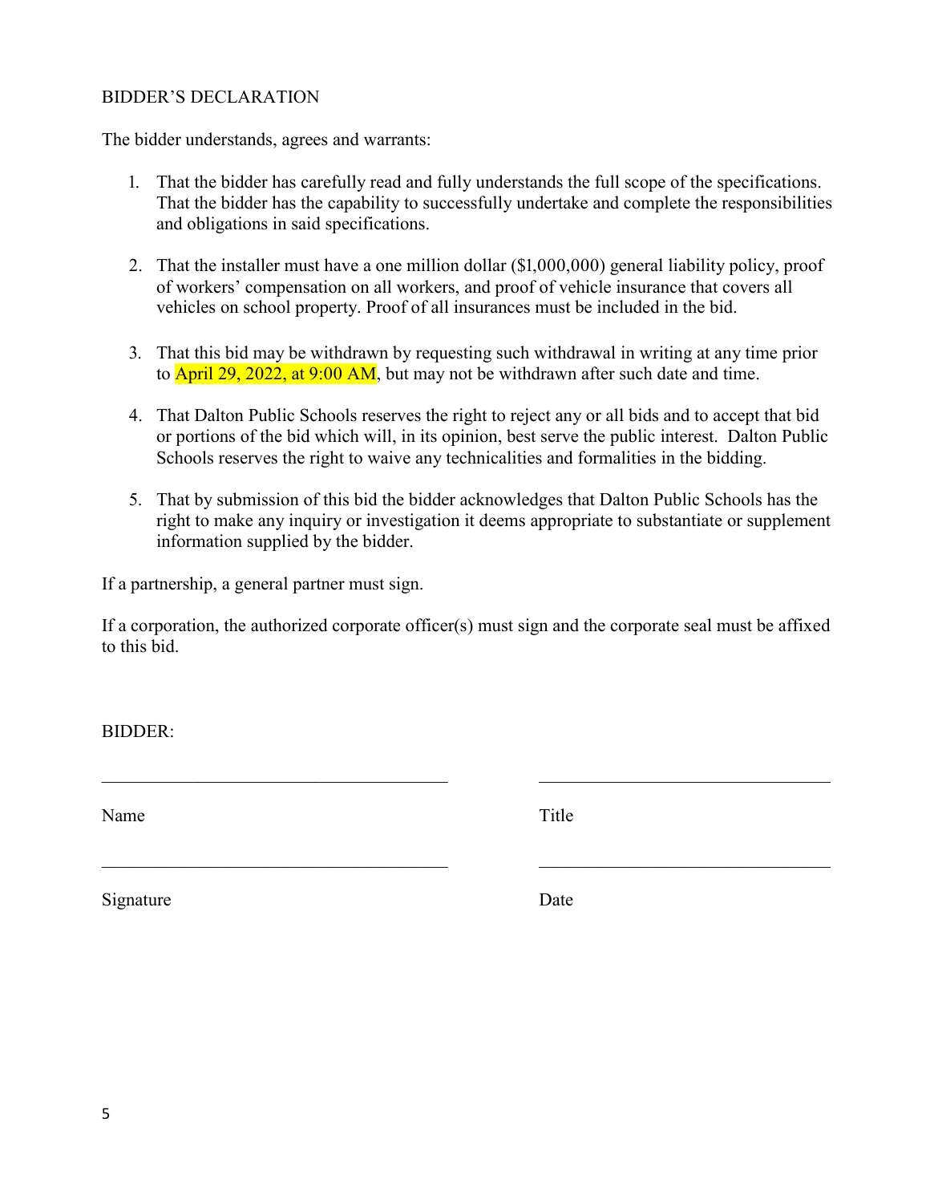## BIDDER'S DECLARATION

The bidder understands, agrees and warrants:

1. That the bidder has carefully read and fully understands the full scope of the specifications. That the bidder has the capability to successfully undertake and complete the responsibilities and obligations in said specifications.

2. That the installer must have a one million dollar ($1,000,000) general liability policy, proof of workers' compensation on all workers, and proof of vehicle insurance that covers all vehicles on school property. Proof of all insurances must be included in the bid.

3. That this bid may be withdrawn by requesting such withdrawal in writing at any time prior to April 29, 2022, at 9:00 AM, but may not be withdrawn after such date and time.

4. That Dalton Public Schools reserves the right to reject any or all bids and to accept that bid or portions of the bid which will, in its opinion, best serve the public interest. Dalton Public Schools reserves the right to waive any technicalities and formalities in the bidding.

5. That by submission of this bid the bidder acknowledges that Dalton Public Schools has the right to make any inquiry or investigation it deems appropriate to substantiate or supplement information supplied by the bidder.

If a partnership, a general partner must sign.

If a corporation, the authorized corporate officer(s) must sign and the corporate seal must be affixed to this bid.

BIDDER:

_______________________________________ _________________________________

Name Title

_______________________________________ _________________________________

Signature Date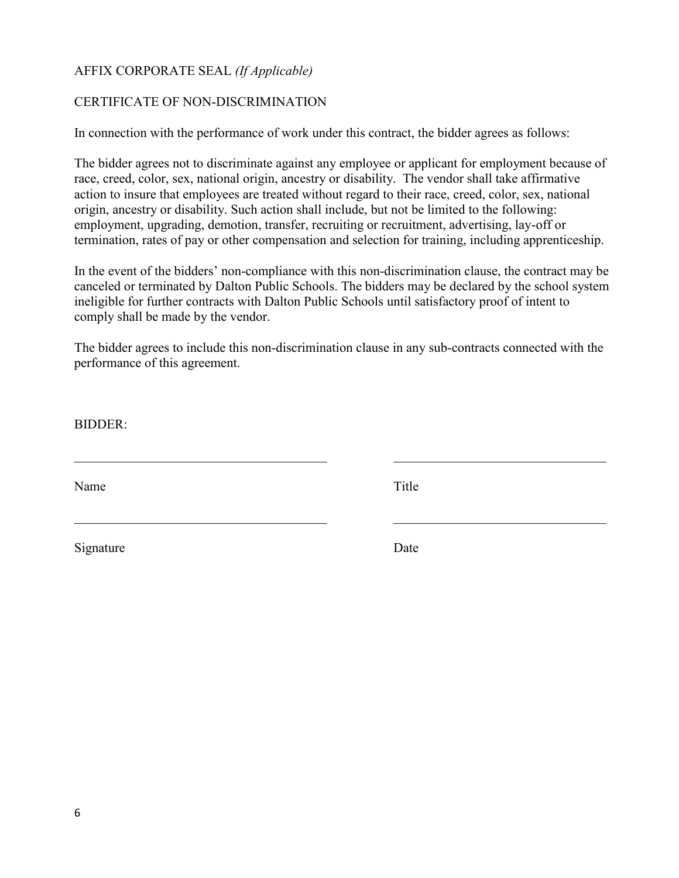AFFIX CORPORATE SEAL *(If Applicable)*

CERTIFICATE OF NON-DISCRIMINATION

In connection with the performance of work under this contract, the bidder agrees as follows:

The bidder agrees not to discriminate against any employee or applicant for employment because of race, creed, color, sex, national origin, ancestry or disability. The vendor shall take affirmative action to insure that employees are treated without regard to their race, creed, color, sex, national origin, ancestry or disability. Such action shall include, but not be limited to the following: employment, upgrading, demotion, transfer, recruiting or recruitment, advertising, lay-off or termination, rates of pay or other compensation and selection for training, including apprenticeship.

In the event of the bidders' non-compliance with this non-discrimination clause, the contract may be canceled or terminated by Dalton Public Schools. The bidders may be declared by the school system ineligible for further contracts with Dalton Public Schools until satisfactory proof of intent to comply shall be made by the vendor.

The bidder agrees to include this non-discrimination clause in any sub-contracts connected with the performance of this agreement.

BIDDER:

\_\_\_\_\_\_\_\_\_\_\_\_\_\_\_\_\_\_\_\_\_\_\_\_\_\_\_\_\_\_\_\_\_\_\_\_\_\_ \_\_\_\_\_\_\_\_\_\_\_\_\_\_\_\_\_\_\_\_\_\_\_\_\_\_\_\_\_\_\_\_

Name Title

\_\_\_\_\_\_\_\_\_\_\_\_\_\_\_\_\_\_\_\_\_\_\_\_\_\_\_\_\_\_\_\_\_\_\_\_\_\_ \_\_\_\_\_\_\_\_\_\_\_\_\_\_\_\_\_\_\_\_\_\_\_\_\_\_\_\_\_\_\_\_

Signature Date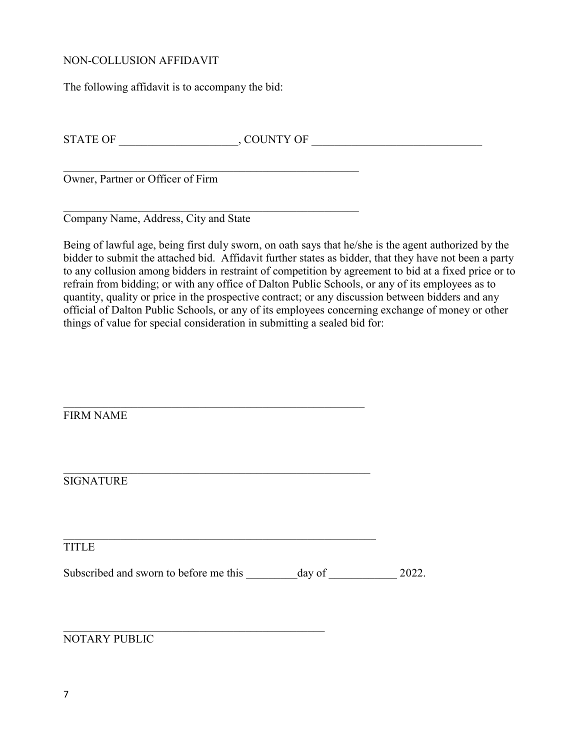NON-COLLUSION AFFIDAVIT

The following affidavit is to accompany the bid:

STATE OF ____________________, COUNTY OF ______________________________

______________________________________________________
Owner, Partner or Officer of Firm

______________________________________________________
Company Name, Address, City and State

Being of lawful age, being first duly sworn, on oath says that he/she is the agent authorized by the bidder to submit the attached bid. Affidavit further states as bidder, that they have not been a party to any collusion among bidders in restraint of competition by agreement to bid at a fixed price or to refrain from bidding; or with any office of Dalton Public Schools, or any of its employees as to quantity, quality or price in the prospective contract; or any discussion between bidders and any official of Dalton Public Schools, or any of its employees concerning exchange of money or other things of value for special consideration in submitting a sealed bid for:

_______________________________________________________
FIRM NAME

_______________________________________________________
SIGNATURE

_______________________________________________________
TITLE

Subscribed and sworn to before me this _________day of ____________ 2022.

________________________________________________
NOTARY PUBLIC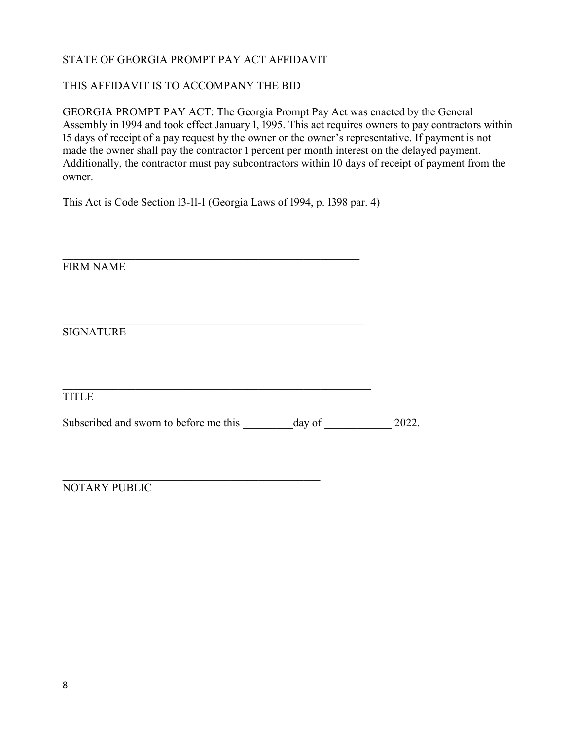STATE OF GEORGIA PROMPT PAY ACT AFFIDAVIT

THIS AFFIDAVIT IS TO ACCOMPANY THE BID

GEORGIA PROMPT PAY ACT: The Georgia Prompt Pay Act was enacted by the General Assembly in 1994 and took effect January 1, 1995. This act requires owners to pay contractors within 15 days of receipt of a pay request by the owner or the owner's representative. If payment is not made the owner shall pay the contractor 1 percent per month interest on the delayed payment. Additionally, the contractor must pay subcontractors within 10 days of receipt of payment from the owner.

This Act is Code Section 13-11-1 (Georgia Laws of 1994, p. 1398 par. 4)

_______________________________________________________

FIRM NAME

_______________________________________________________

SIGNATURE

_______________________________________________________

TITLE

Subscribed and sworn to before me this _________day of ____________ 2022.

_______________________________________________

NOTARY PUBLIC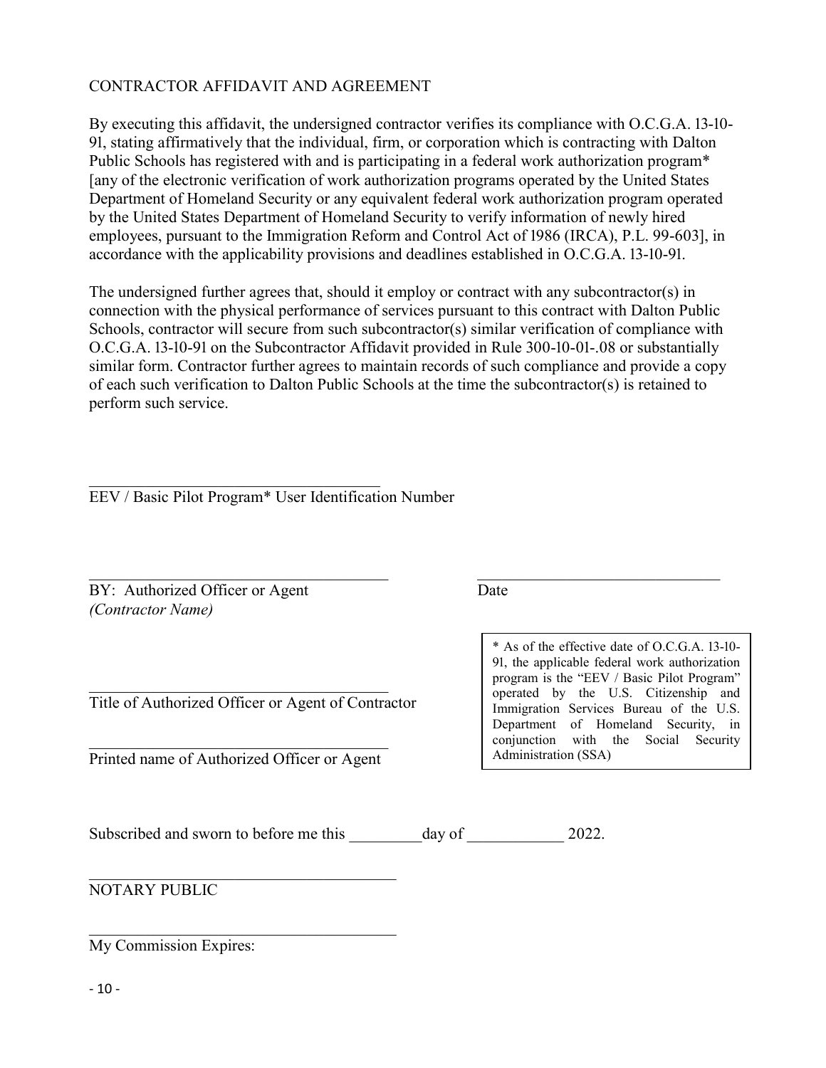CONTRACTOR AFFIDAVIT AND AGREEMENT

By executing this affidavit, the undersigned contractor verifies its compliance with O.C.G.A. 13-10-91, stating affirmatively that the individual, firm, or corporation which is contracting with Dalton Public Schools has registered with and is participating in a federal work authorization program* [any of the electronic verification of work authorization programs operated by the United States Department of Homeland Security or any equivalent federal work authorization program operated by the United States Department of Homeland Security to verify information of newly hired employees, pursuant to the Immigration Reform and Control Act of 1986 (IRCA), P.L. 99-603], in accordance with the applicability provisions and deadlines established in O.C.G.A. 13-10-91.

The undersigned further agrees that, should it employ or contract with any subcontractor(s) in connection with the physical performance of services pursuant to this contract with Dalton Public Schools, contractor will secure from such subcontractor(s) similar verification of compliance with O.C.G.A. 13-10-91 on the Subcontractor Affidavit provided in Rule 300-10-01-.08 or substantially similar form. Contractor further agrees to maintain records of such compliance and provide a copy of each such verification to Dalton Public Schools at the time the subcontractor(s) is retained to perform such service.

\_\_\_\_\_\_\_\_\_\_\_\_\_\_\_\_\_\_\_\_\_\_\_\_\_\_\_\_\_\_\_\_\_\_\_\_

EEV / Basic Pilot Program* User Identification Number

\_\_\_\_\_\_\_\_\_\_\_\_\_\_\_\_\_\_\_\_\_\_\_\_\_\_\_\_\_\_\_\_\_\_\_\_ \_\_\_\_\_\_\_\_\_\_\_\_\_\_\_\_\_\_\_\_\_\_\_\_\_\_\_\_\_\_

BY: Authorized Officer or Agent Date

*(Contractor Name)*

\_\_\_\_\_\_\_\_\_\_\_\_\_\_\_\_\_\_\_\_\_\_\_\_\_\_\_\_\_\_\_\_\_\_\_\_

Title of Authorized Officer or Agent of Contractor

\_\_\_\_\_\_\_\_\_\_\_\_\_\_\_\_\_\_\_\_\_\_\_\_\_\_\_\_\_\_\_\_\_\_\_\_

Printed name of Authorized Officer or Agent

> * As of the effective date of O.C.G.A. 13-10-91, the applicable federal work authorization program is the "EEV / Basic Pilot Program" operated by the U.S. Citizenship and Immigration Services Bureau of the U.S. Department of Homeland Security, in conjunction with the Social Security Administration (SSA)

Subscribed and sworn to before me this \_\_\_\_\_\_\_\_\_day of \_\_\_\_\_\_\_\_\_\_\_\_ 2022.

\_\_\_\_\_\_\_\_\_\_\_\_\_\_\_\_\_\_\_\_\_\_\_\_\_\_\_\_\_\_\_\_\_\_\_\_\_\_

NOTARY PUBLIC

\_\_\_\_\_\_\_\_\_\_\_\_\_\_\_\_\_\_\_\_\_\_\_\_\_\_\_\_\_\_\_\_\_\_\_\_\_\_

My Commission Expires: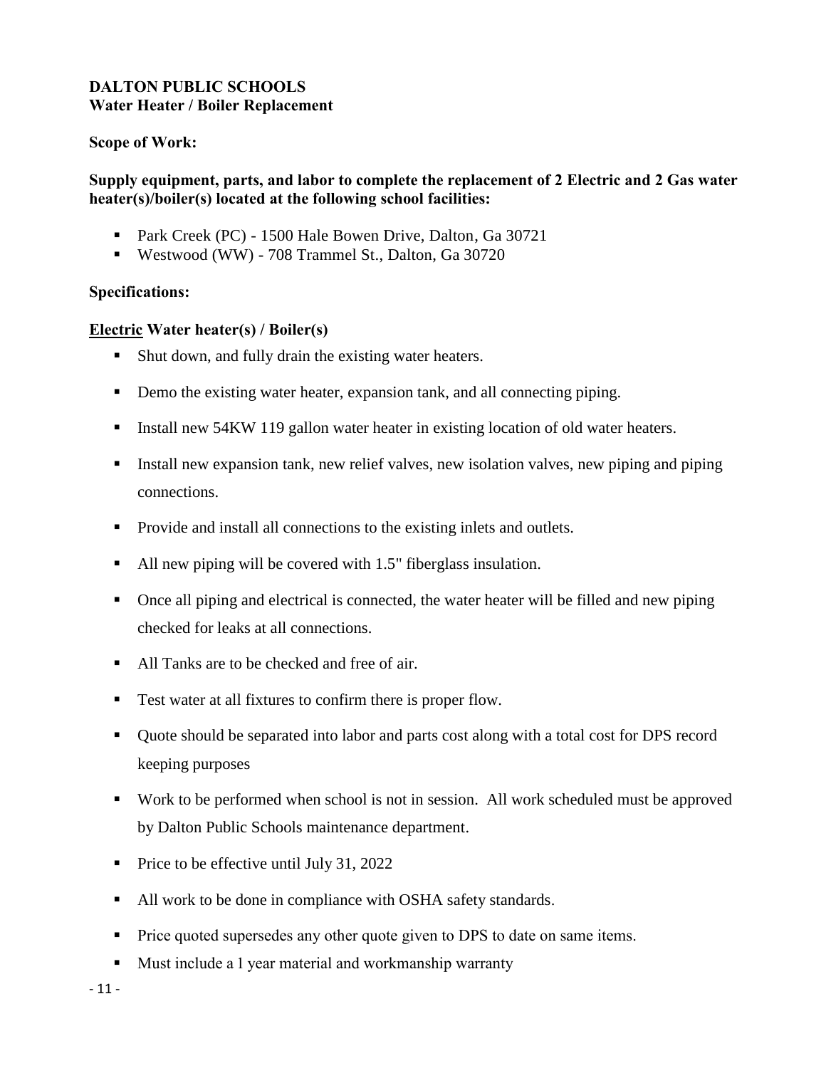**DALTON PUBLIC SCHOOLS**
**Water Heater / Boiler Replacement**

**Scope of Work:**

**Supply equipment, parts, and labor to complete the replacement of 2 Electric and 2 Gas water heater(s)/boiler(s) located at the following school facilities:**

- Park Creek (PC) - 1500 Hale Bowen Drive, Dalton, Ga 30721
- Westwood (WW) - 708 Trammel St., Dalton, Ga 30720

**Specifications:**

**<u>Electric</u> Water heater(s) / Boiler(s)**

- Shut down, and fully drain the existing water heaters.
- Demo the existing water heater, expansion tank, and all connecting piping.
- Install new 54KW 119 gallon water heater in existing location of old water heaters.
- Install new expansion tank, new relief valves, new isolation valves, new piping and piping connections.
- Provide and install all connections to the existing inlets and outlets.
- All new piping will be covered with 1.5" fiberglass insulation.
- Once all piping and electrical is connected, the water heater will be filled and new piping checked for leaks at all connections.
- All Tanks are to be checked and free of air.
- Test water at all fixtures to confirm there is proper flow.
- Quote should be separated into labor and parts cost along with a total cost for DPS record keeping purposes
- Work to be performed when school is not in session. All work scheduled must be approved by Dalton Public Schools maintenance department.
- Price to be effective until July 31, 2022
- All work to be done in compliance with OSHA safety standards.
- Price quoted supersedes any other quote given to DPS to date on same items.
- Must include a 1 year material and workmanship warranty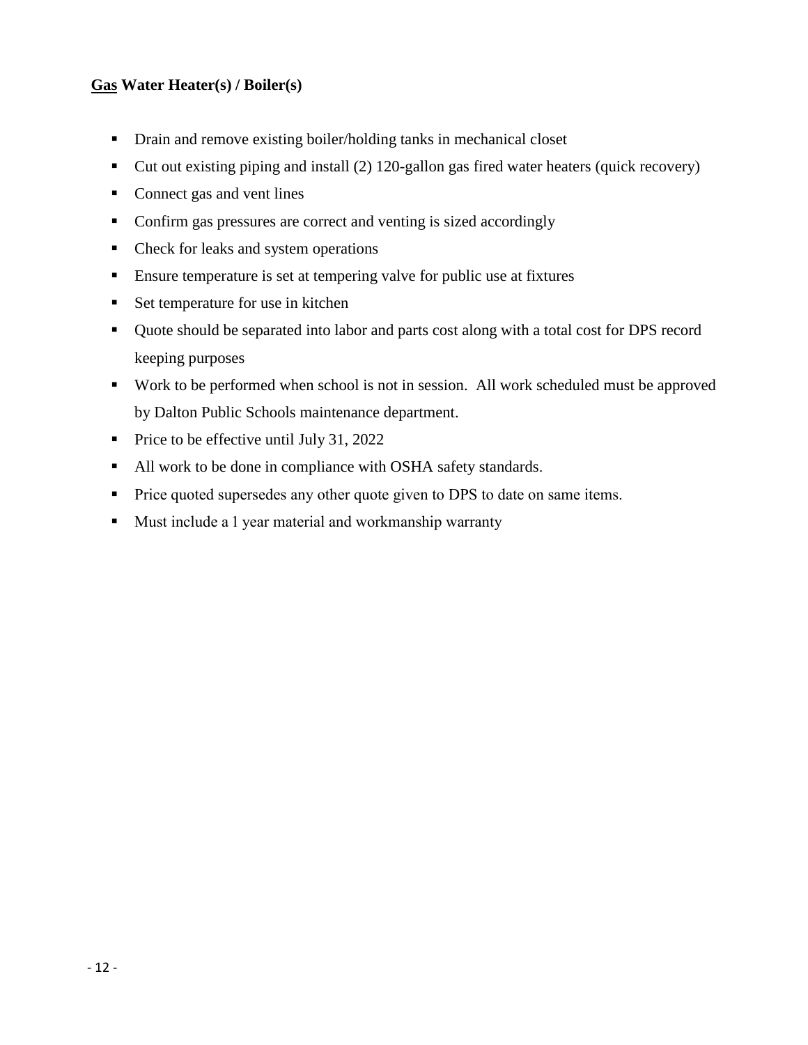**<u>Gas</u> Water Heater(s) / Boiler(s)**

- Drain and remove existing boiler/holding tanks in mechanical closet
- Cut out existing piping and install (2) 120-gallon gas fired water heaters (quick recovery)
- Connect gas and vent lines
- Confirm gas pressures are correct and venting is sized accordingly
- Check for leaks and system operations
- Ensure temperature is set at tempering valve for public use at fixtures
- Set temperature for use in kitchen
- Quote should be separated into labor and parts cost along with a total cost for DPS record keeping purposes
- Work to be performed when school is not in session. All work scheduled must be approved by Dalton Public Schools maintenance department.
- Price to be effective until July 31, 2022
- All work to be done in compliance with OSHA safety standards.
- Price quoted supersedes any other quote given to DPS to date on same items.
- Must include a 1 year material and workmanship warranty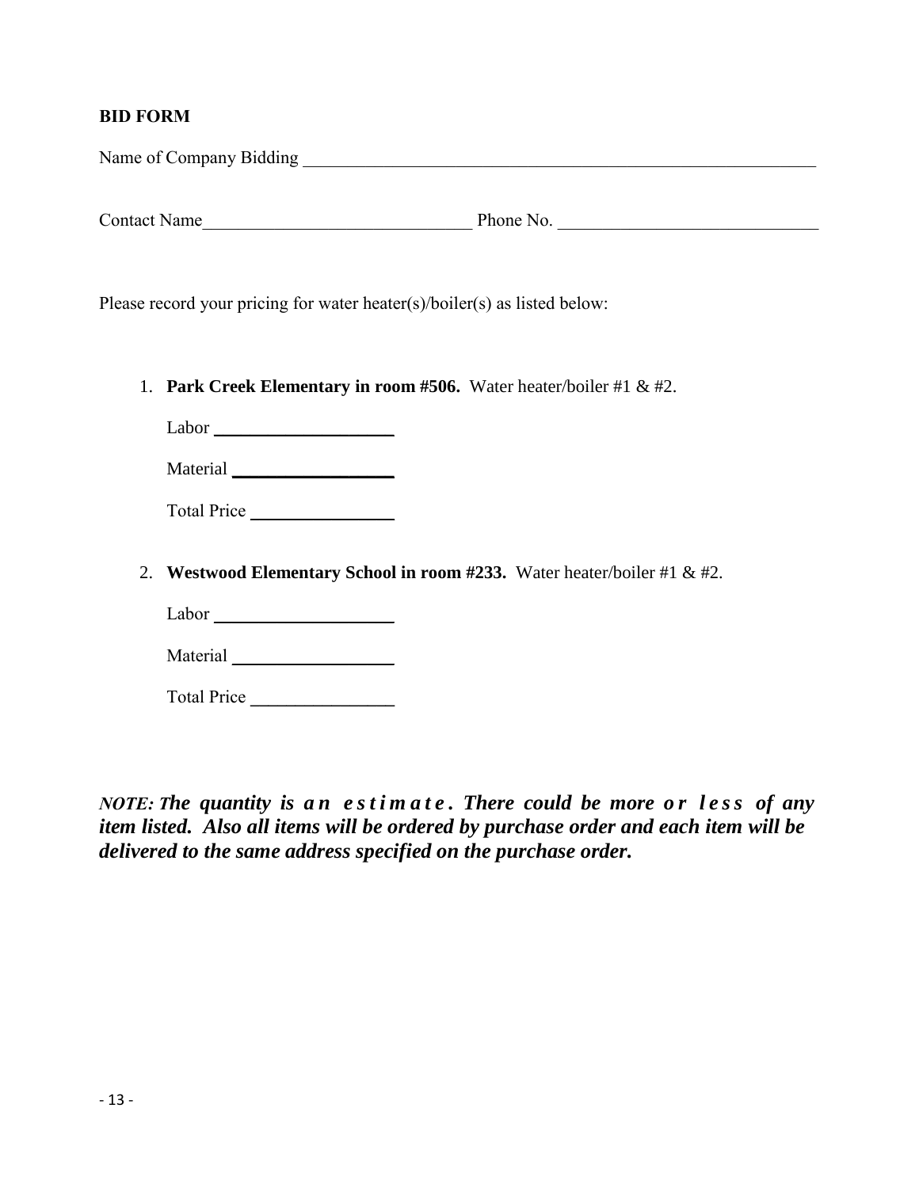**BID FORM**

Name of Company Bidding ____________________________________________________________

Contact Name______________________________ Phone No. _____________________________

Please record your pricing for water heater(s)/boiler(s) as listed below:

1. **Park Creek Elementary in room #506.** Water heater/boiler #1 & #2.

   Labor ____________________

   Material __________________

   Total Price ________________

2. **Westwood Elementary School in room #233.** Water heater/boiler #1 & #2.

   Labor ____________________

   Material __________________

   Total Price ________________

***NOTE: The quantity is an estimate. There could be more or less of any item listed. Also all items will be ordered by purchase order and each item will be delivered to the same address specified on the purchase order.***